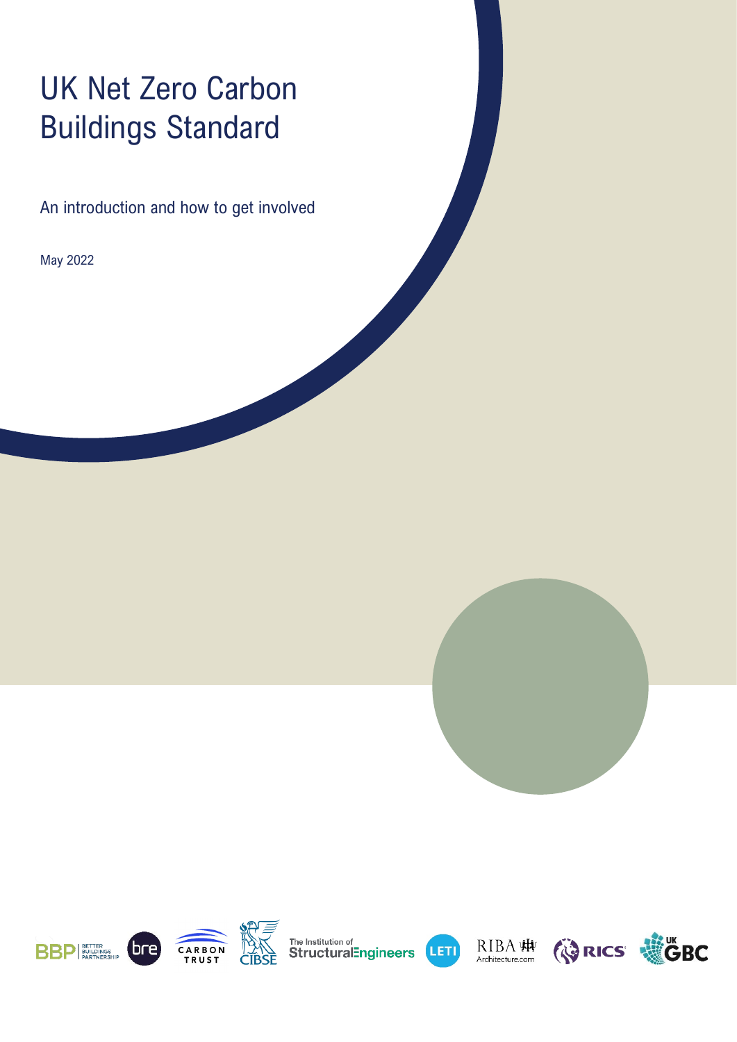# UK Net Zero Carbon Buildings Standard

An introduction and how to get involved

May 2022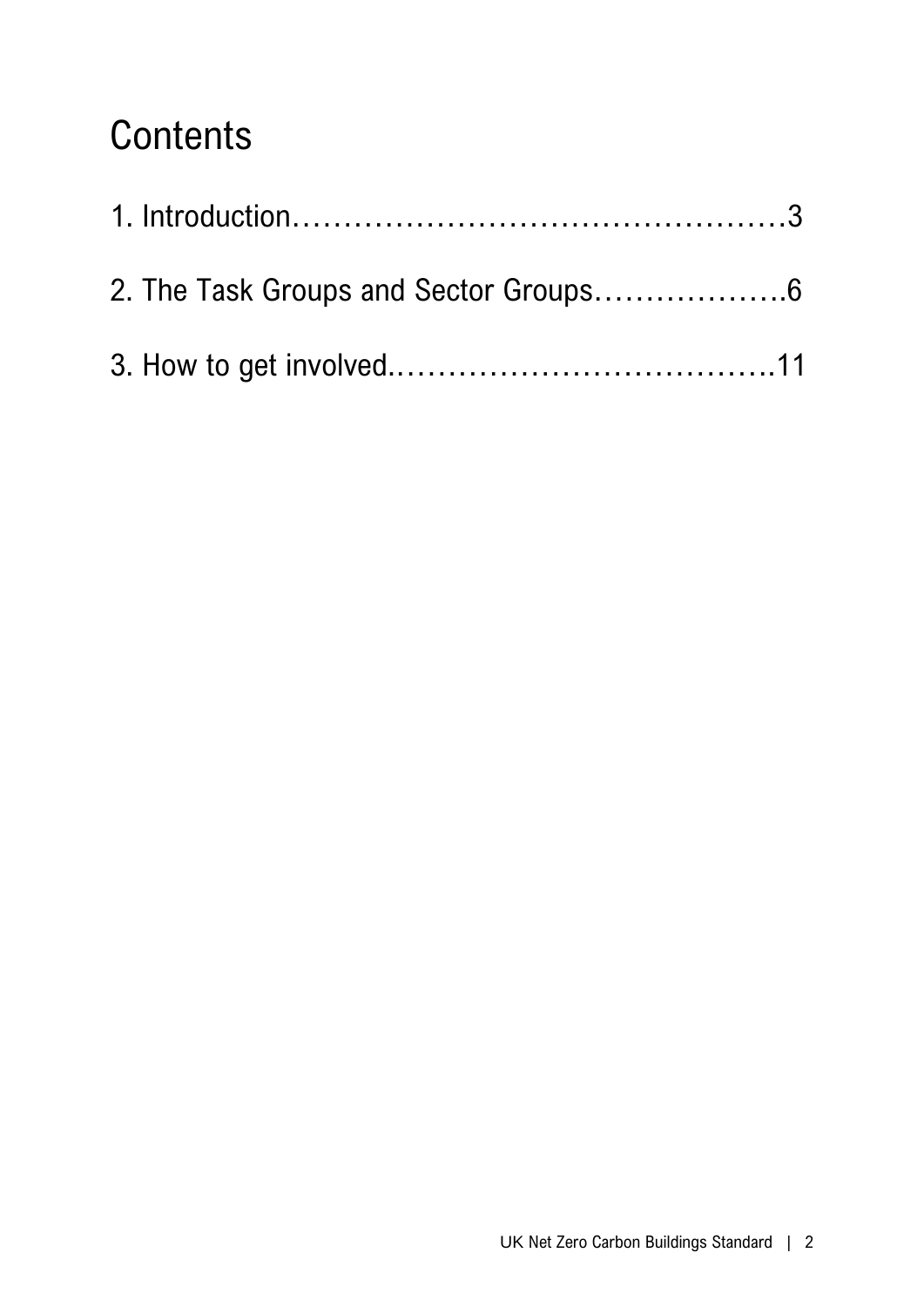# Contents

1. Introduction……………………………………………3

2. The Task Groups and Sector Groups……………….6

3. How to get involved.………………………………11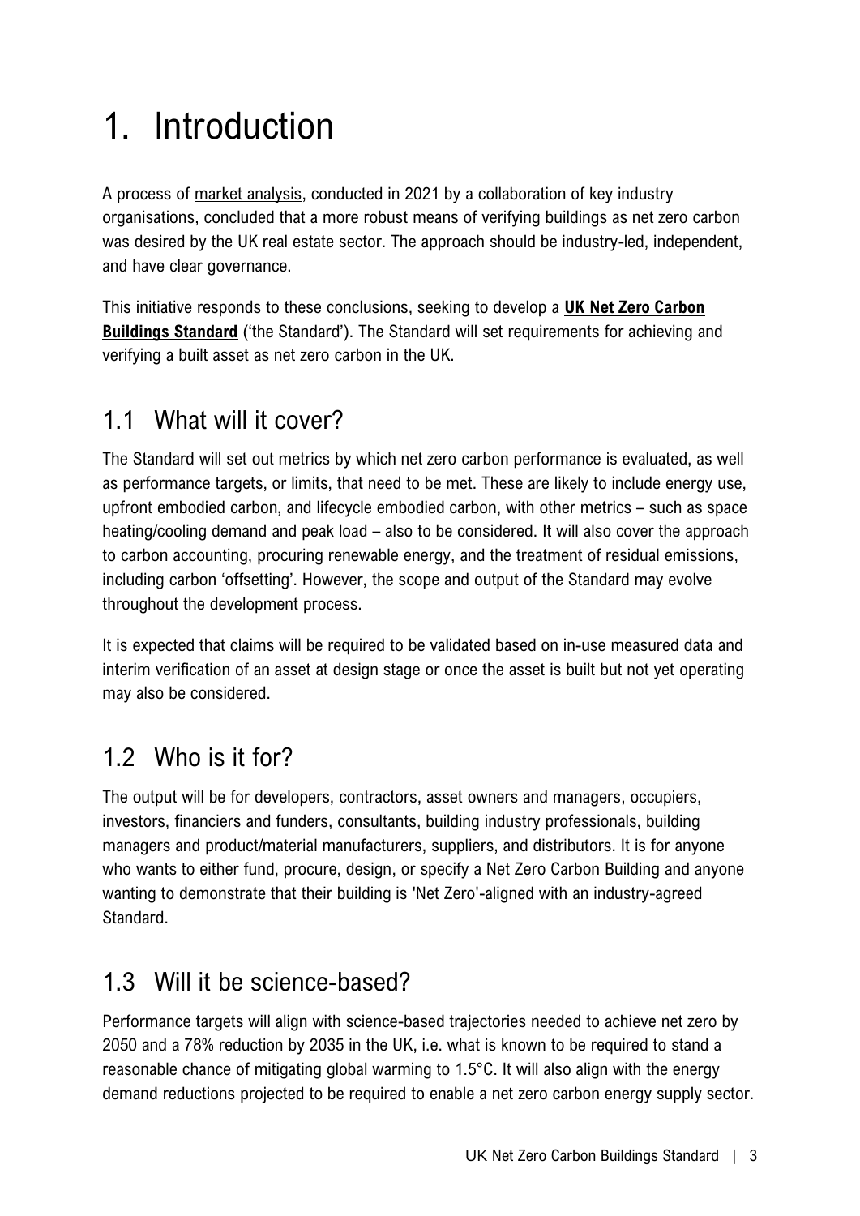# 1. Introduction

A process of market analysis, conducted in 2021 by a collaboration of key industry organisations, concluded that a more robust means of verifying buildings as net zero carbon was desired by the UK real estate sector. The approach should be industry-led, independent, and have clear governance.

This initiative responds to these conclusions, seeking to develop a **UK Net Zero Carbon Buildings Standard** ('the Standard'). The Standard will set requirements for achieving and verifying a built asset as net zero carbon in the UK.

## 1.1 What will it cover?

The Standard will set out metrics by which net zero carbon performance is evaluated, as well as performance targets, or limits, that need to be met. These are likely to include energy use, upfront embodied carbon, and lifecycle embodied carbon, with other metrics – such as space heating/cooling demand and peak load – also to be considered. It will also cover the approach to carbon accounting, procuring renewable energy, and the treatment of residual emissions, including carbon 'offsetting'. However, the scope and output of the Standard may evolve throughout the development process.

It is expected that claims will be required to be validated based on in-use measured data and interim verification of an asset at design stage or once the asset is built but not yet operating may also be considered.

## 1.2 Who is it for?

The output will be for developers, contractors, asset owners and managers, occupiers, investors, financiers and funders, consultants, building industry professionals, building managers and product/material manufacturers, suppliers, and distributors. It is for anyone who wants to either fund, procure, design, or specify a Net Zero Carbon Building and anyone wanting to demonstrate that their building is 'Net Zero'-aligned with an industry-agreed Standard.

## 1.3 Will it be science-based?

Performance targets will align with science-based trajectories needed to achieve net zero by 2050 and a 78% reduction by 2035 in the UK, i.e. what is known to be required to stand a reasonable chance of mitigating global warming to 1.5°C. It will also align with the energy demand reductions projected to be required to enable a net zero carbon energy supply sector.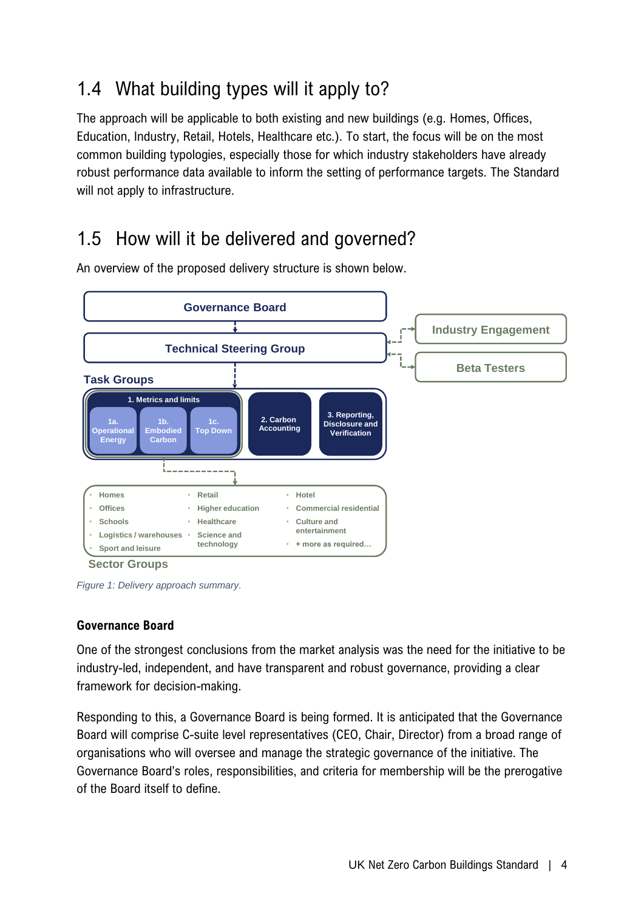## 1.4 What building types will it apply to?

The approach will be applicable to both existing and new buildings (e.g. Homes, Offices, Education, Industry, Retail, Hotels, Healthcare etc.). To start, the focus will be on the most common building typologies, especially those for which industry stakeholders have already robust performance data available to inform the setting of performance targets. The Standard will not apply to infrastructure.

## 1.5 How will it be delivered and governed?

An overview of the proposed delivery structure is shown below.

Governance Board

Technical Steering Group

Industry Engagement

Beta Testers

Task Groups

1. Metrics and limits
   - 1a. Operational Energy
   - 1b. Embodied Carbon
   - 1c. Top Down

2. Carbon Accounting

3. Reporting, Disclosure and Verification

Sector Groups

- Homes
- Offices
- Schools
- Logistics / warehouses
- Sport and leisure
- Retail
- Higher education
- Healthcare
- Science and technology
- Hotel
- Commercial residential
- Culture and entertainment
- + more as required…

*Figure 1: Delivery approach summary.*

### Governance Board

One of the strongest conclusions from the market analysis was the need for the initiative to be industry-led, independent, and have transparent and robust governance, providing a clear framework for decision-making.

Responding to this, a Governance Board is being formed. It is anticipated that the Governance Board will comprise C-suite level representatives (CEO, Chair, Director) from a broad range of organisations who will oversee and manage the strategic governance of the initiative. The Governance Board's roles, responsibilities, and criteria for membership will be the prerogative of the Board itself to define.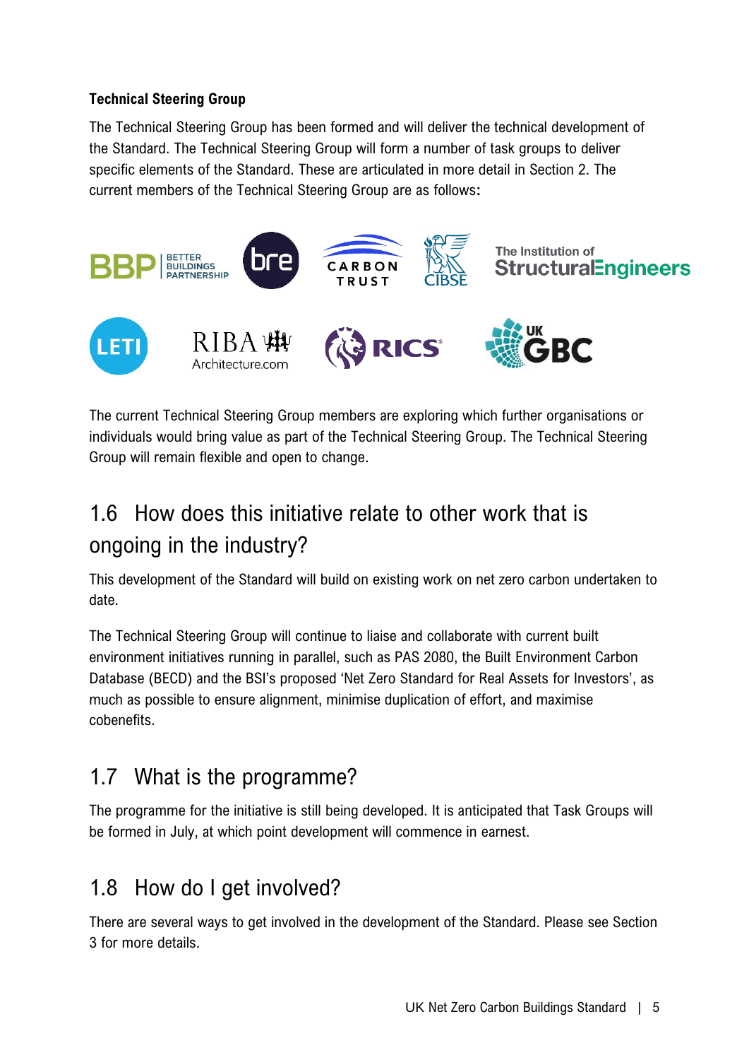**Technical Steering Group**

The Technical Steering Group has been formed and will deliver the technical development of the Standard. The Technical Steering Group will form a number of task groups to deliver specific elements of the Standard. These are articulated in more detail in Section 2. The current members of the Technical Steering Group are as follows:

The current Technical Steering Group members are exploring which further organisations or individuals would bring value as part of the Technical Steering Group. The Technical Steering Group will remain flexible and open to change.

## 1.6 How does this initiative relate to other work that is ongoing in the industry?

This development of the Standard will build on existing work on net zero carbon undertaken to date.

The Technical Steering Group will continue to liaise and collaborate with current built environment initiatives running in parallel, such as PAS 2080, the Built Environment Carbon Database (BECD) and the BSI's proposed 'Net Zero Standard for Real Assets for Investors', as much as possible to ensure alignment, minimise duplication of effort, and maximise cobenefits.

## 1.7 What is the programme?

The programme for the initiative is still being developed. It is anticipated that Task Groups will be formed in July, at which point development will commence in earnest.

## 1.8 How do I get involved?

There are several ways to get involved in the development of the Standard. Please see Section 3 for more details.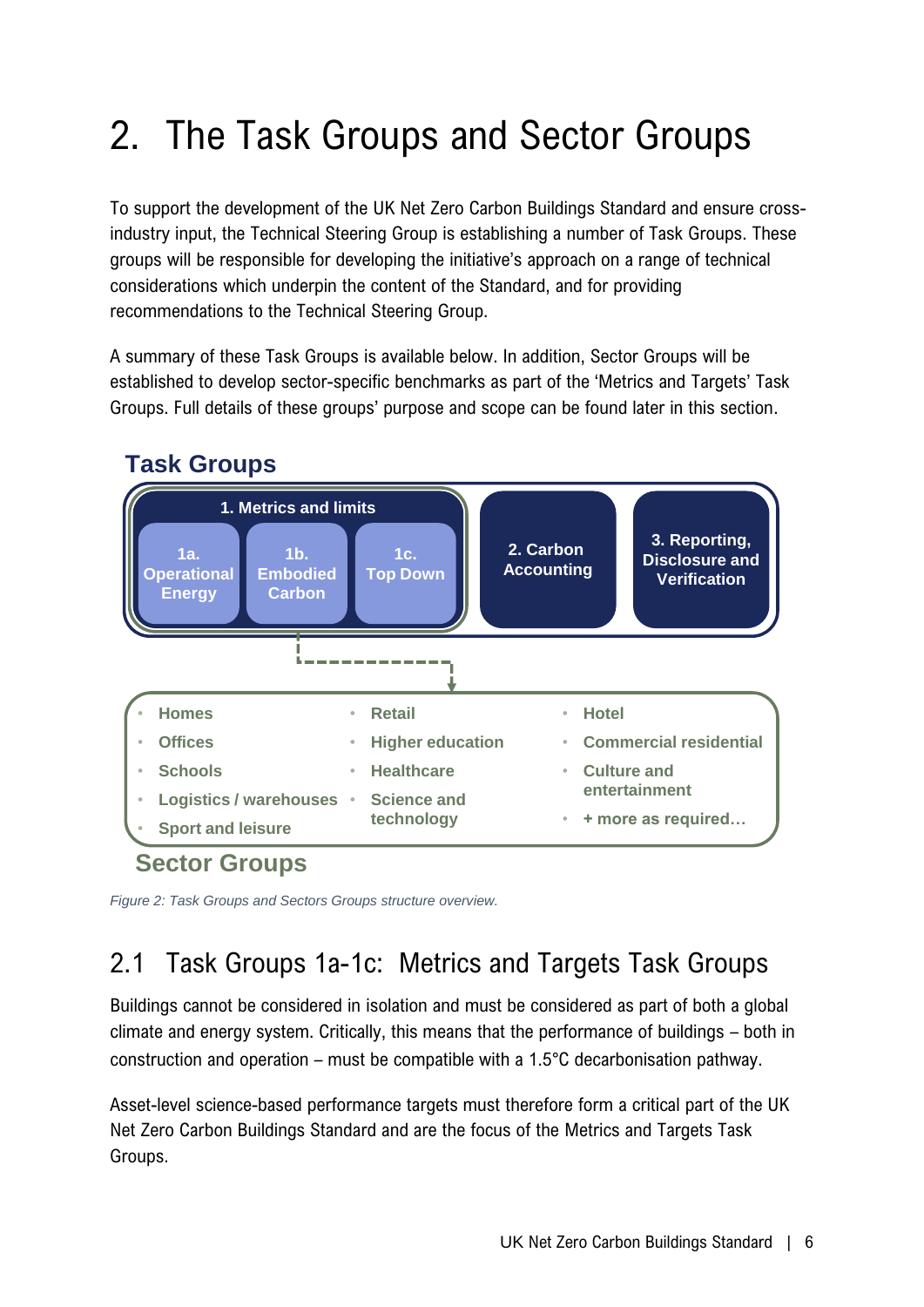# 2. The Task Groups and Sector Groups

To support the development of the UK Net Zero Carbon Buildings Standard and ensure cross-industry input, the Technical Steering Group is establishing a number of Task Groups. These groups will be responsible for developing the initiative's approach on a range of technical considerations which underpin the content of the Standard, and for providing recommendations to the Technical Steering Group.

A summary of these Task Groups is available below. In addition, Sector Groups will be established to develop sector-specific benchmarks as part of the 'Metrics and Targets' Task Groups. Full details of these groups' purpose and scope can be found later in this section.

**Task Groups**

- **1. Metrics and limits**
  - 1a. Operational Energy
  - 1b. Embodied Carbon
  - 1c. Top Down
- **2. Carbon Accounting**
- **3. Reporting, Disclosure and Verification**

**Sector Groups**

- Homes
- Offices
- Schools
- Logistics / warehouses
- Sport and leisure
- Retail
- Higher education
- Healthcare
- Science and technology
- Hotel
- Commercial residential
- Culture and entertainment
- + more as required…

*Figure 2: Task Groups and Sectors Groups structure overview.*

## 2.1 Task Groups 1a-1c: Metrics and Targets Task Groups

Buildings cannot be considered in isolation and must be considered as part of both a global climate and energy system. Critically, this means that the performance of buildings – both in construction and operation – must be compatible with a 1.5°C decarbonisation pathway.

Asset-level science-based performance targets must therefore form a critical part of the UK Net Zero Carbon Buildings Standard and are the focus of the Metrics and Targets Task Groups.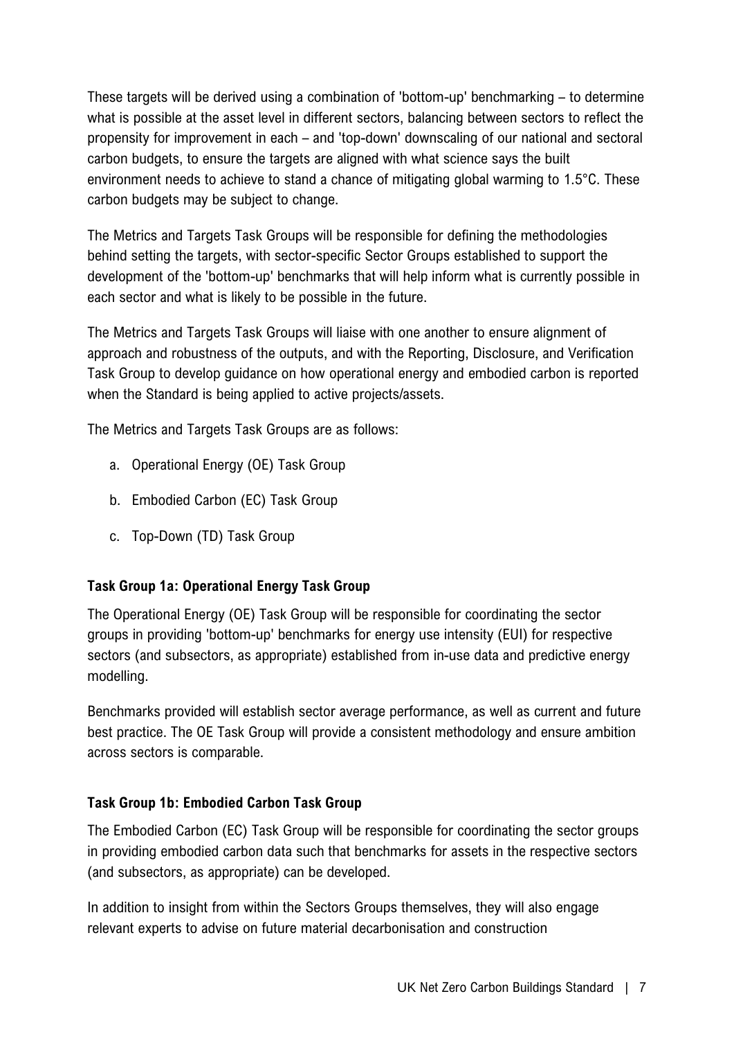These targets will be derived using a combination of 'bottom-up' benchmarking – to determine what is possible at the asset level in different sectors, balancing between sectors to reflect the propensity for improvement in each – and 'top-down' downscaling of our national and sectoral carbon budgets, to ensure the targets are aligned with what science says the built environment needs to achieve to stand a chance of mitigating global warming to 1.5°C. These carbon budgets may be subject to change.

The Metrics and Targets Task Groups will be responsible for defining the methodologies behind setting the targets, with sector-specific Sector Groups established to support the development of the 'bottom-up' benchmarks that will help inform what is currently possible in each sector and what is likely to be possible in the future.

The Metrics and Targets Task Groups will liaise with one another to ensure alignment of approach and robustness of the outputs, and with the Reporting, Disclosure, and Verification Task Group to develop guidance on how operational energy and embodied carbon is reported when the Standard is being applied to active projects/assets.

The Metrics and Targets Task Groups are as follows:

a. Operational Energy (OE) Task Group
b. Embodied Carbon (EC) Task Group
c. Top-Down (TD) Task Group

### Task Group 1a: Operational Energy Task Group

The Operational Energy (OE) Task Group will be responsible for coordinating the sector groups in providing 'bottom-up' benchmarks for energy use intensity (EUI) for respective sectors (and subsectors, as appropriate) established from in-use data and predictive energy modelling.

Benchmarks provided will establish sector average performance, as well as current and future best practice. The OE Task Group will provide a consistent methodology and ensure ambition across sectors is comparable.

### Task Group 1b: Embodied Carbon Task Group

The Embodied Carbon (EC) Task Group will be responsible for coordinating the sector groups in providing embodied carbon data such that benchmarks for assets in the respective sectors (and subsectors, as appropriate) can be developed.

In addition to insight from within the Sectors Groups themselves, they will also engage relevant experts to advise on future material decarbonisation and construction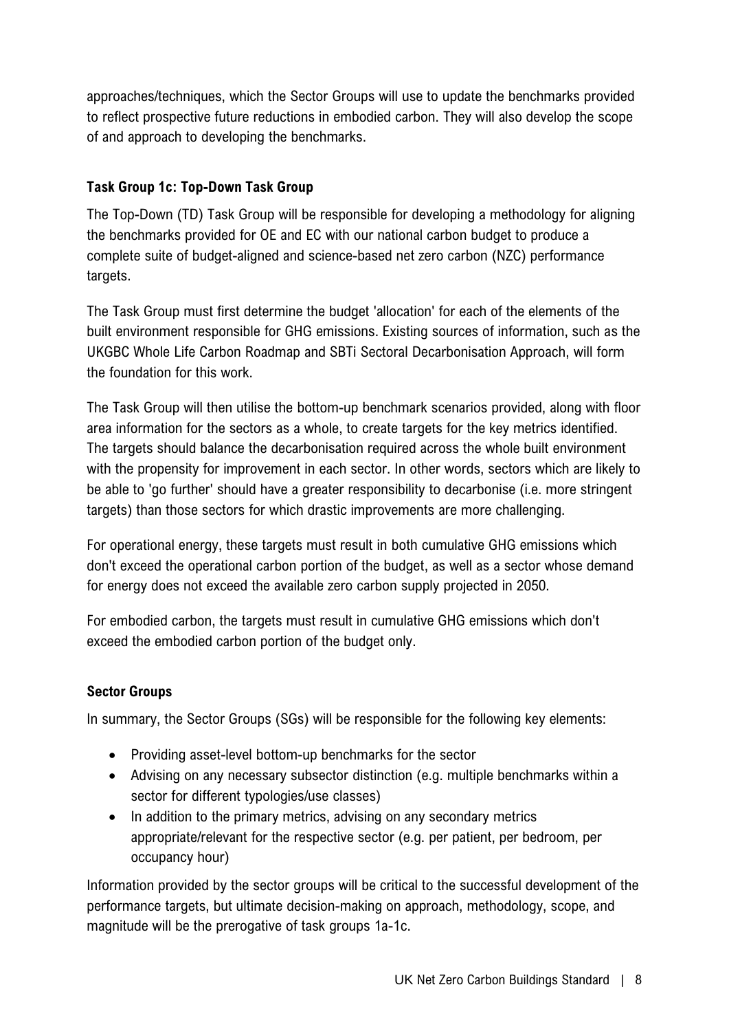approaches/techniques, which the Sector Groups will use to update the benchmarks provided to reflect prospective future reductions in embodied carbon. They will also develop the scope of and approach to developing the benchmarks.

### Task Group 1c: Top-Down Task Group

The Top-Down (TD) Task Group will be responsible for developing a methodology for aligning the benchmarks provided for OE and EC with our national carbon budget to produce a complete suite of budget-aligned and science-based net zero carbon (NZC) performance targets.

The Task Group must first determine the budget 'allocation' for each of the elements of the built environment responsible for GHG emissions. Existing sources of information, such as the UKGBC Whole Life Carbon Roadmap and SBTi Sectoral Decarbonisation Approach, will form the foundation for this work.

The Task Group will then utilise the bottom-up benchmark scenarios provided, along with floor area information for the sectors as a whole, to create targets for the key metrics identified. The targets should balance the decarbonisation required across the whole built environment with the propensity for improvement in each sector. In other words, sectors which are likely to be able to 'go further' should have a greater responsibility to decarbonise (i.e. more stringent targets) than those sectors for which drastic improvements are more challenging.

For operational energy, these targets must result in both cumulative GHG emissions which don't exceed the operational carbon portion of the budget, as well as a sector whose demand for energy does not exceed the available zero carbon supply projected in 2050.

For embodied carbon, the targets must result in cumulative GHG emissions which don't exceed the embodied carbon portion of the budget only.

### Sector Groups

In summary, the Sector Groups (SGs) will be responsible for the following key elements:

- Providing asset-level bottom-up benchmarks for the sector
- Advising on any necessary subsector distinction (e.g. multiple benchmarks within a sector for different typologies/use classes)
- In addition to the primary metrics, advising on any secondary metrics appropriate/relevant for the respective sector (e.g. per patient, per bedroom, per occupancy hour)

Information provided by the sector groups will be critical to the successful development of the performance targets, but ultimate decision-making on approach, methodology, scope, and magnitude will be the prerogative of task groups 1a-1c.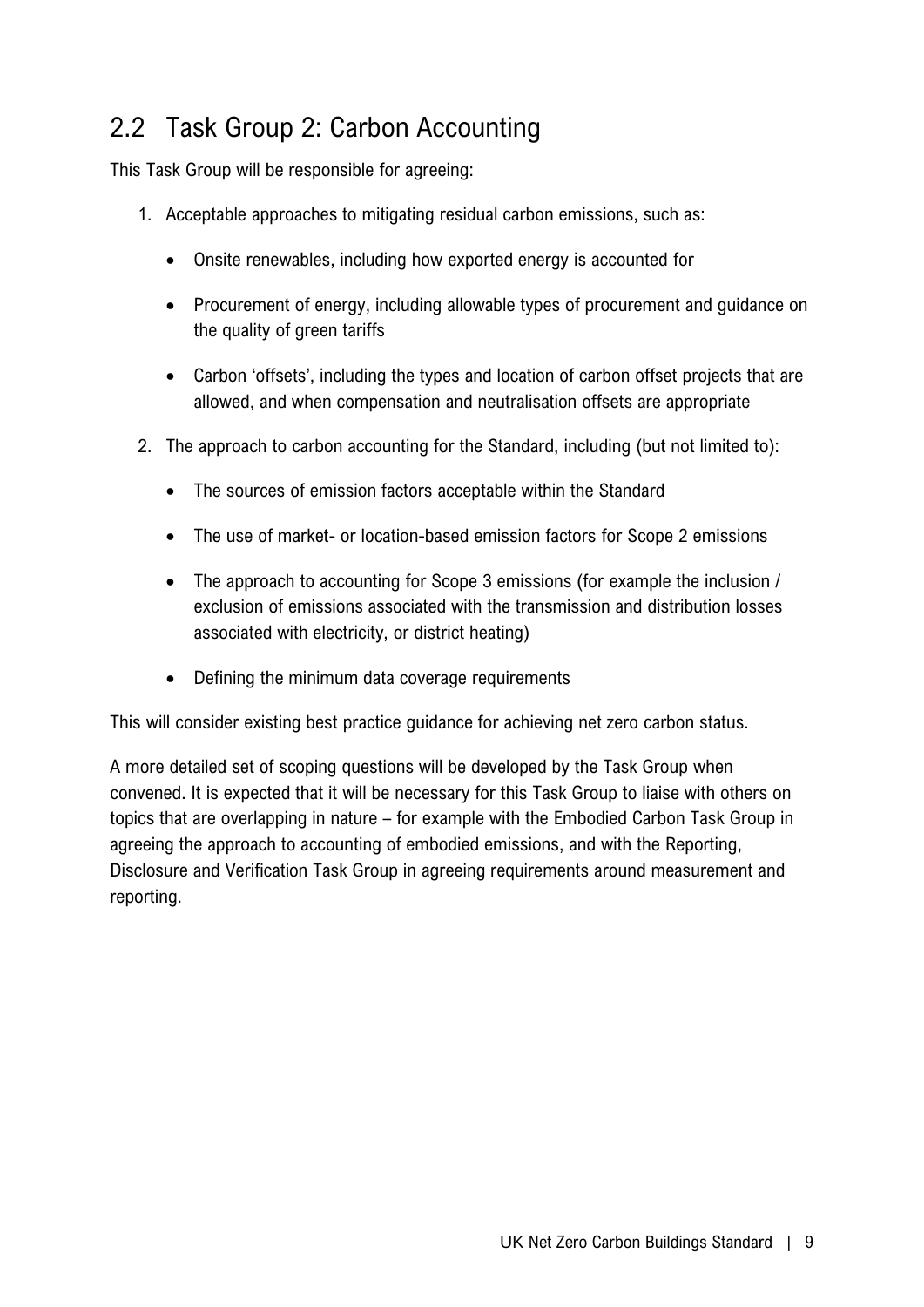## 2.2 Task Group 2: Carbon Accounting

This Task Group will be responsible for agreeing:

1. Acceptable approaches to mitigating residual carbon emissions, such as:
   - Onsite renewables, including how exported energy is accounted for
   - Procurement of energy, including allowable types of procurement and guidance on the quality of green tariffs
   - Carbon 'offsets', including the types and location of carbon offset projects that are allowed, and when compensation and neutralisation offsets are appropriate
2. The approach to carbon accounting for the Standard, including (but not limited to):
   - The sources of emission factors acceptable within the Standard
   - The use of market- or location-based emission factors for Scope 2 emissions
   - The approach to accounting for Scope 3 emissions (for example the inclusion / exclusion of emissions associated with the transmission and distribution losses associated with electricity, or district heating)
   - Defining the minimum data coverage requirements

This will consider existing best practice guidance for achieving net zero carbon status.

A more detailed set of scoping questions will be developed by the Task Group when convened. It is expected that it will be necessary for this Task Group to liaise with others on topics that are overlapping in nature – for example with the Embodied Carbon Task Group in agreeing the approach to accounting of embodied emissions, and with the Reporting, Disclosure and Verification Task Group in agreeing requirements around measurement and reporting.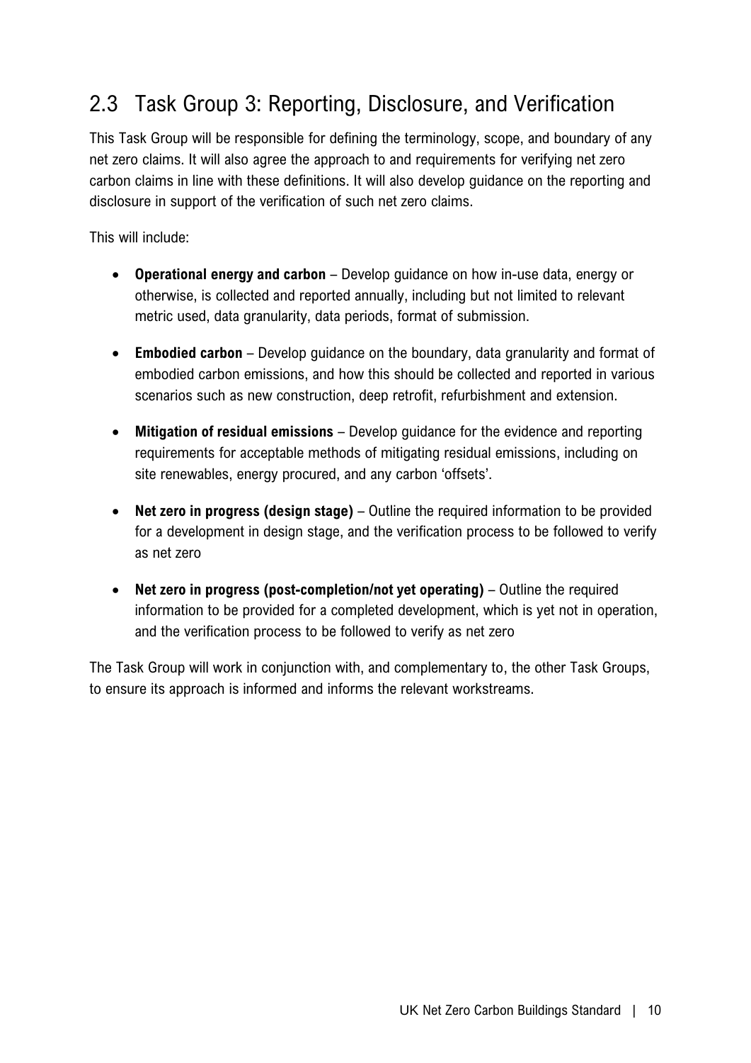## 2.3 Task Group 3: Reporting, Disclosure, and Verification

This Task Group will be responsible for defining the terminology, scope, and boundary of any net zero claims. It will also agree the approach to and requirements for verifying net zero carbon claims in line with these definitions. It will also develop guidance on the reporting and disclosure in support of the verification of such net zero claims.

This will include:

- **Operational energy and carbon** – Develop guidance on how in-use data, energy or otherwise, is collected and reported annually, including but not limited to relevant metric used, data granularity, data periods, format of submission.
- **Embodied carbon** – Develop guidance on the boundary, data granularity and format of embodied carbon emissions, and how this should be collected and reported in various scenarios such as new construction, deep retrofit, refurbishment and extension.
- **Mitigation of residual emissions** – Develop guidance for the evidence and reporting requirements for acceptable methods of mitigating residual emissions, including on site renewables, energy procured, and any carbon 'offsets'.
- **Net zero in progress (design stage)** – Outline the required information to be provided for a development in design stage, and the verification process to be followed to verify as net zero
- **Net zero in progress (post-completion/not yet operating)** – Outline the required information to be provided for a completed development, which is yet not in operation, and the verification process to be followed to verify as net zero

The Task Group will work in conjunction with, and complementary to, the other Task Groups, to ensure its approach is informed and informs the relevant workstreams.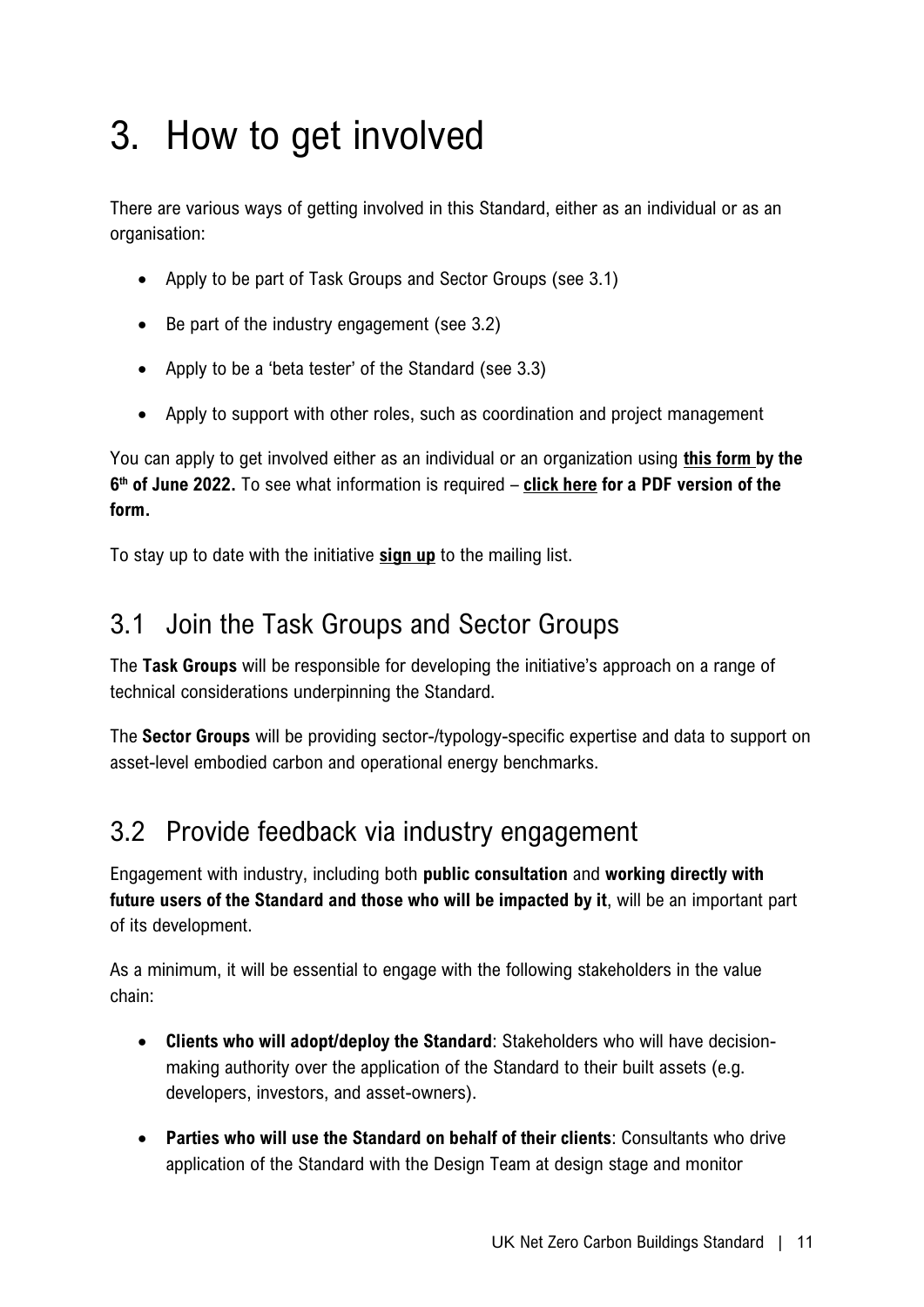# 3. How to get involved

There are various ways of getting involved in this Standard, either as an individual or as an organisation:

- Apply to be part of Task Groups and Sector Groups (see 3.1)
- Be part of the industry engagement (see 3.2)
- Apply to be a 'beta tester' of the Standard (see 3.3)
- Apply to support with other roles, such as coordination and project management

You can apply to get involved either as an individual or an organization using **this form by the 6th of June 2022.** To see what information is required – **click here for a PDF version of the form.**

To stay up to date with the initiative **sign up** to the mailing list.

## 3.1 Join the Task Groups and Sector Groups

The **Task Groups** will be responsible for developing the initiative's approach on a range of technical considerations underpinning the Standard.

The **Sector Groups** will be providing sector-/typology-specific expertise and data to support on asset-level embodied carbon and operational energy benchmarks.

## 3.2 Provide feedback via industry engagement

Engagement with industry, including both **public consultation** and **working directly with future users of the Standard and those who will be impacted by it**, will be an important part of its development.

As a minimum, it will be essential to engage with the following stakeholders in the value chain:

- **Clients who will adopt/deploy the Standard**: Stakeholders who will have decision-making authority over the application of the Standard to their built assets (e.g. developers, investors, and asset-owners).
- **Parties who will use the Standard on behalf of their clients**: Consultants who drive application of the Standard with the Design Team at design stage and monitor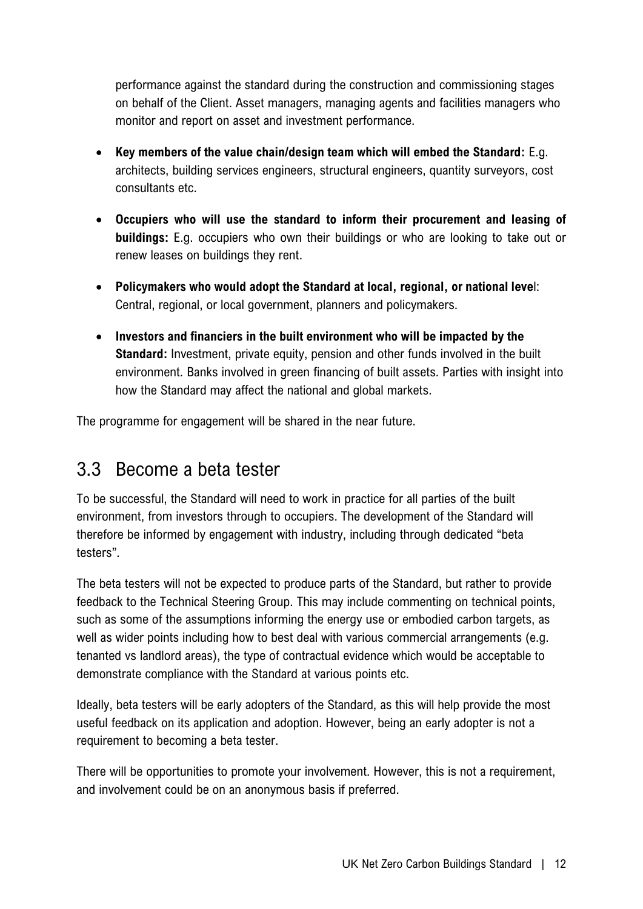performance against the standard during the construction and commissioning stages on behalf of the Client. Asset managers, managing agents and facilities managers who monitor and report on asset and investment performance.

- **Key members of the value chain/design team which will embed the Standard:** E.g. architects, building services engineers, structural engineers, quantity surveyors, cost consultants etc.
- **Occupiers who will use the standard to inform their procurement and leasing of buildings:** E.g. occupiers who own their buildings or who are looking to take out or renew leases on buildings they rent.
- **Policymakers who would adopt the Standard at local, regional, or national level**: Central, regional, or local government, planners and policymakers.
- **Investors and financiers in the built environment who will be impacted by the Standard:** Investment, private equity, pension and other funds involved in the built environment. Banks involved in green financing of built assets. Parties with insight into how the Standard may affect the national and global markets.

The programme for engagement will be shared in the near future.

## 3.3 Become a beta tester

To be successful, the Standard will need to work in practice for all parties of the built environment, from investors through to occupiers. The development of the Standard will therefore be informed by engagement with industry, including through dedicated "beta testers".

The beta testers will not be expected to produce parts of the Standard, but rather to provide feedback to the Technical Steering Group. This may include commenting on technical points, such as some of the assumptions informing the energy use or embodied carbon targets, as well as wider points including how to best deal with various commercial arrangements (e.g. tenanted vs landlord areas), the type of contractual evidence which would be acceptable to demonstrate compliance with the Standard at various points etc.

Ideally, beta testers will be early adopters of the Standard, as this will help provide the most useful feedback on its application and adoption. However, being an early adopter is not a requirement to becoming a beta tester.

There will be opportunities to promote your involvement. However, this is not a requirement, and involvement could be on an anonymous basis if preferred.